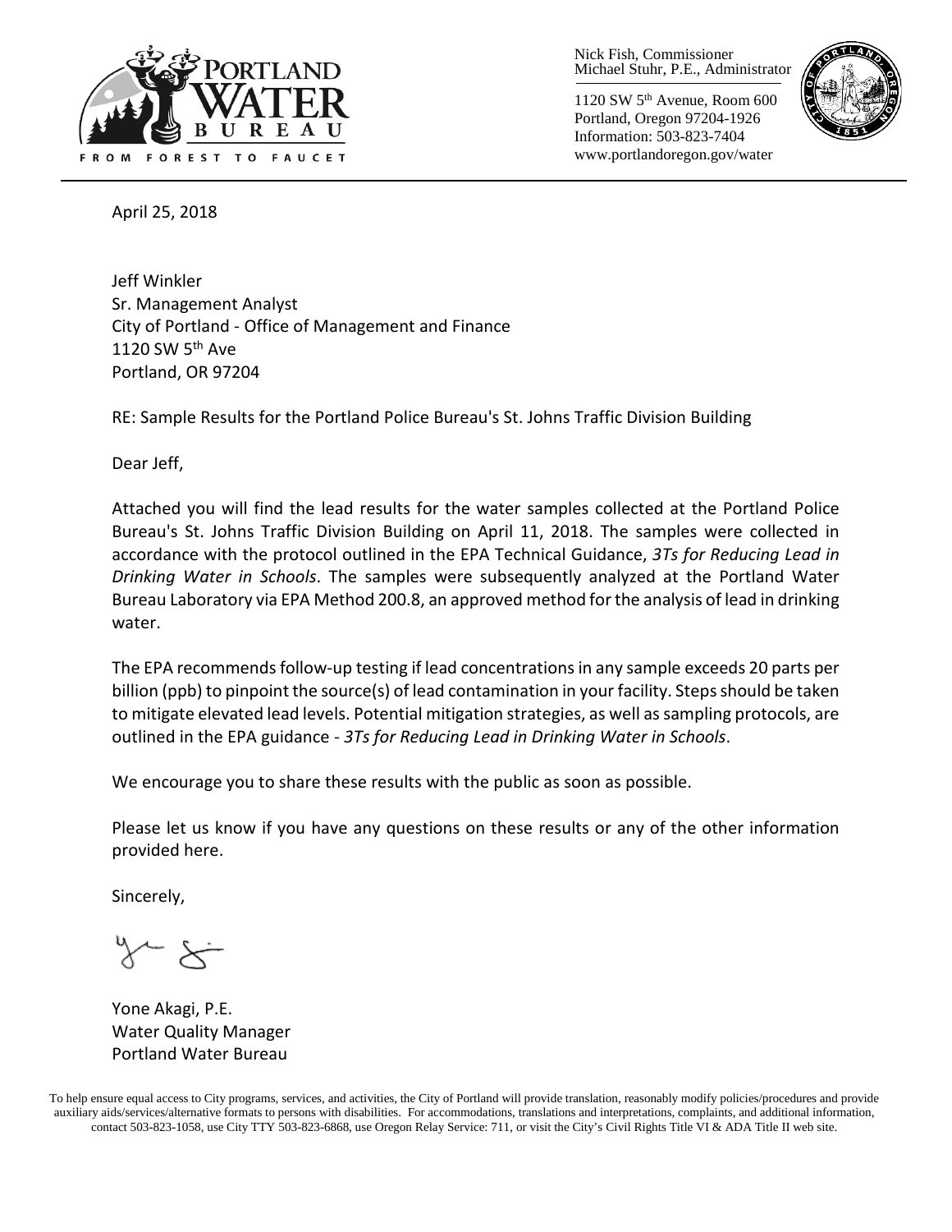Nick Fish, Commissioner
Michael Stuhr, P.E., Administrator

1120 SW 5th Avenue, Room 600
Portland, Oregon 97204-1926
Information: 503-823-7404
www.portlandoregon.gov/water

April 25, 2018

Jeff Winkler
Sr. Management Analyst
City of Portland - Office of Management and Finance
1120 SW 5th Ave
Portland, OR 97204

RE: Sample Results for the Portland Police Bureau's St. Johns Traffic Division Building

Dear Jeff,

Attached you will find the lead results for the water samples collected at the Portland Police Bureau's St. Johns Traffic Division Building on April 11, 2018. The samples were collected in accordance with the protocol outlined in the EPA Technical Guidance, *3Ts for Reducing Lead in Drinking Water in Schools*. The samples were subsequently analyzed at the Portland Water Bureau Laboratory via EPA Method 200.8, an approved method for the analysis of lead in drinking water.

The EPA recommends follow-up testing if lead concentrations in any sample exceeds 20 parts per billion (ppb) to pinpoint the source(s) of lead contamination in your facility. Steps should be taken to mitigate elevated lead levels. Potential mitigation strategies, as well as sampling protocols, are outlined in the EPA guidance - *3Ts for Reducing Lead in Drinking Water in Schools*.

We encourage you to share these results with the public as soon as possible.

Please let us know if you have any questions on these results or any of the other information provided here.

Sincerely,

Yone Akagi, P.E.
Water Quality Manager
Portland Water Bureau

To help ensure equal access to City programs, services, and activities, the City of Portland will provide translation, reasonably modify policies/procedures and provide auxiliary aids/services/alternative formats to persons with disabilities. For accommodations, translations and interpretations, complaints, and additional information, contact 503-823-1058, use City TTY 503-823-6868, use Oregon Relay Service: 711, or visit the City's Civil Rights Title VI & ADA Title II web site.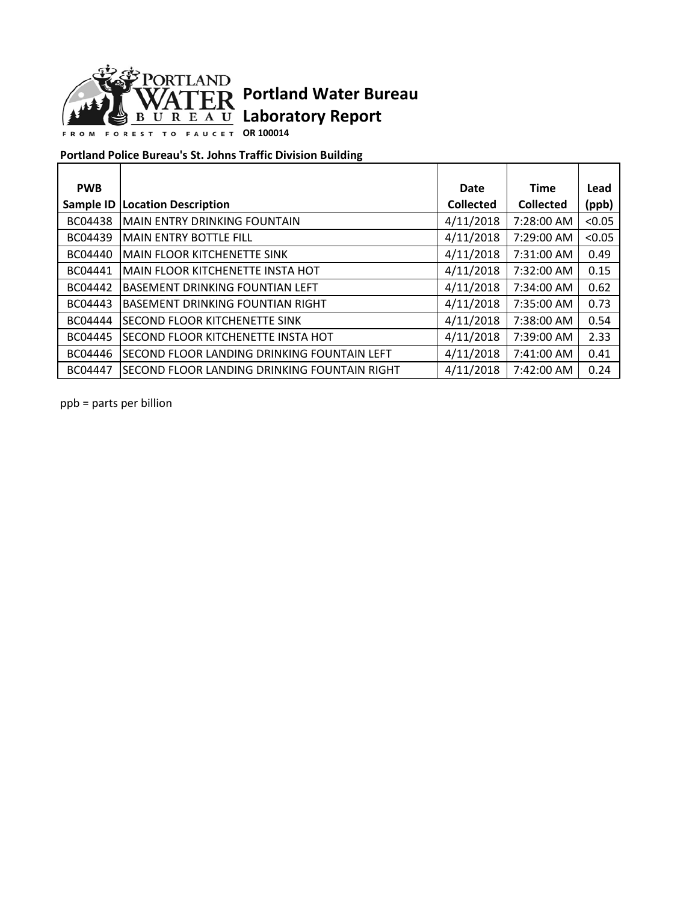# Portland Water Bureau
## Laboratory Report

FROM FOREST TO FAUCET **OR 100014**

**Portland Police Bureau's St. Johns Traffic Division Building**

| PWB Sample ID | Location Description | Date Collected | Time Collected | Lead (ppb) |
|---|---|---|---|---|
| BC04438 | MAIN ENTRY DRINKING FOUNTAIN | 4/11/2018 | 7:28:00 AM | <0.05 |
| BC04439 | MAIN ENTRY BOTTLE FILL | 4/11/2018 | 7:29:00 AM | <0.05 |
| BC04440 | MAIN FLOOR KITCHENETTE SINK | 4/11/2018 | 7:31:00 AM | 0.49 |
| BC04441 | MAIN FLOOR KITCHENETTE INSTA HOT | 4/11/2018 | 7:32:00 AM | 0.15 |
| BC04442 | BASEMENT DRINKING FOUNTIAN LEFT | 4/11/2018 | 7:34:00 AM | 0.62 |
| BC04443 | BASEMENT DRINKING FOUNTIAN RIGHT | 4/11/2018 | 7:35:00 AM | 0.73 |
| BC04444 | SECOND FLOOR KITCHENETTE SINK | 4/11/2018 | 7:38:00 AM | 0.54 |
| BC04445 | SECOND FLOOR KITCHENETTE INSTA HOT | 4/11/2018 | 7:39:00 AM | 2.33 |
| BC04446 | SECOND FLOOR LANDING DRINKING FOUNTAIN LEFT | 4/11/2018 | 7:41:00 AM | 0.41 |
| BC04447 | SECOND FLOOR LANDING DRINKING FOUNTAIN RIGHT | 4/11/2018 | 7:42:00 AM | 0.24 |

ppb = parts per billion